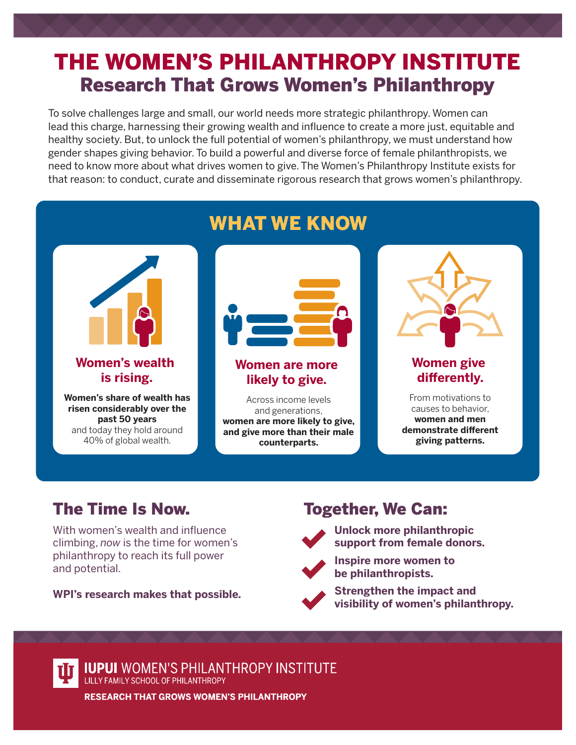# THE WOMEN'S PHILANTHROPY INSTITUTE

## Research That Grows Women's Philanthropy

To solve challenges large and small, our world needs more strategic philanthropy. Women can lead this charge, harnessing their growing wealth and influence to create a more just, equitable and healthy society. But, to unlock the full potential of women's philanthropy, we must understand how gender shapes giving behavior. To build a powerful and diverse force of female philanthropists, we need to know more about what drives women to give. The Women's Philanthropy Institute exists for that reason: to conduct, curate and disseminate rigorous research that grows women's philanthropy.

## WHAT WE KNOW

### Women's wealth is rising.

**Women's share of wealth has risen considerably over the past 50 years** and today they hold around 40% of global wealth.

### Women are more likely to give.

Across income levels and generations, **women are more likely to give, and give more than their male counterparts.**

### Women give differently.

From motivations to causes to behavior, **women and men demonstrate different giving patterns.**

## The Time Is Now.

With women's wealth and influence climbing, *now* is the time for women's philanthropy to reach its full power and potential.

**WPI's research makes that possible.**

## Together, We Can:

- **Unlock more philanthropic support from female donors.**
- **Inspire more women to be philanthropists.**
- **Strengthen the impact and visibility of women's philanthropy.**

**IUPUI** WOMEN'S PHILANTHROPY INSTITUTE
LILLY FAMILY SCHOOL OF PHILANTHROPY

**RESEARCH THAT GROWS WOMEN'S PHILANTHROPY**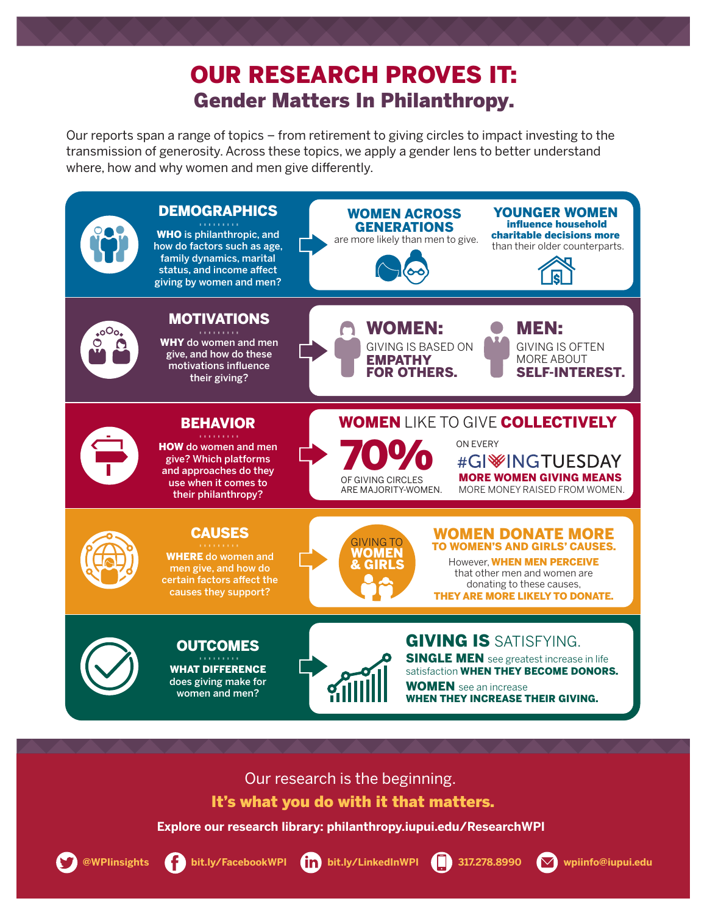# OUR RESEARCH PROVES IT:
## Gender Matters In Philanthropy.

Our reports span a range of topics – from retirement to giving circles to impact investing to the transmission of generosity. Across these topics, we apply a gender lens to better understand where, how and why women and men give differently.

### DEMOGRAPHICS

**WHO** is philanthropic, and how do factors such as age, family dynamics, marital status, and income affect giving by women and men?

**WOMEN ACROSS GENERATIONS** are more likely than men to give.

**YOUNGER WOMEN influence household charitable decisions more** than their older counterparts.

### MOTIVATIONS

**WHY** do women and men give, and how do these motivations influence their giving?

**WOMEN:** GIVING IS BASED ON **EMPATHY FOR OTHERS.**

**MEN:** GIVING IS OFTEN MORE ABOUT **SELF-INTEREST.**

### BEHAVIOR

**HOW** do women and men give? Which platforms and approaches do they use when it comes to their philanthropy?

**WOMEN** LIKE TO GIVE **COLLECTIVELY**

**70%** OF GIVING CIRCLES ARE MAJORITY-WOMEN.

ON EVERY #GIVINGTUESDAY **MORE WOMEN GIVING MEANS** MORE MONEY RAISED FROM WOMEN.

### CAUSES

**WHERE** do women and men give, and how do certain factors affect the causes they support?

GIVING TO **WOMEN & GIRLS**

**WOMEN DONATE MORE TO WOMEN'S AND GIRLS' CAUSES.**

However, **WHEN MEN PERCEIVE** that other men and women are donating to these causes, **THEY ARE MORE LIKELY TO DONATE.**

### OUTCOMES

**WHAT DIFFERENCE** does giving make for women and men?

**GIVING IS** SATISFYING.

**SINGLE MEN** see greatest increase in life satisfaction **WHEN THEY BECOME DONORS.**

**WOMEN** see an increase **WHEN THEY INCREASE THEIR GIVING.**

Our research is the beginning.

**It's what you do with it that matters.**

**Explore our research library: philanthropy.iupui.edu/ResearchWPI**

@WPIinsights | bit.ly/FacebookWPI | bit.ly/LinkedInWPI | 317.278.8990 | wpiinfo@iupui.edu